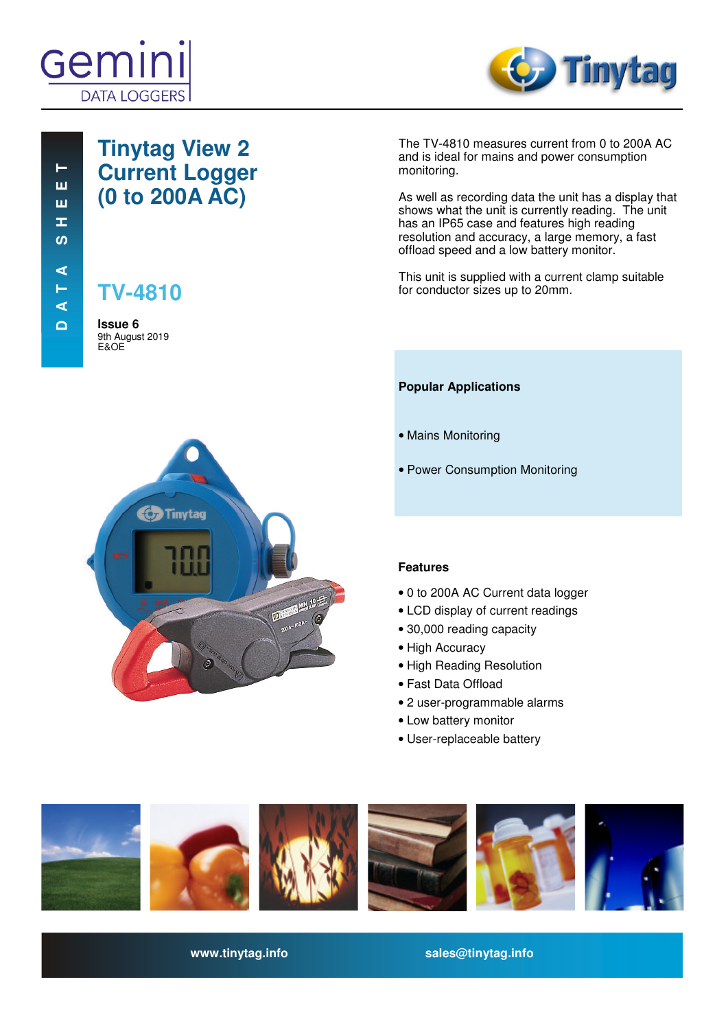Gemini DATA LOGGERS

Tinytag

DATA SHEET

# Tinytag View 2 Current Logger (0 to 200A AC)

## TV-4810

**Issue 6**
9th August 2019
E&OE

The TV-4810 measures current from 0 to 200A AC and is ideal for mains and power consumption monitoring.

As well as recording data the unit has a display that shows what the unit is currently reading. The unit has an IP65 case and features high reading resolution and accuracy, a large memory, a fast offload speed and a low battery monitor.

This unit is supplied with a current clamp suitable for conductor sizes up to 20mm.

### Popular Applications

- Mains Monitoring
- Power Consumption Monitoring

### Features

- 0 to 200A AC Current data logger
- LCD display of current readings
- 30,000 reading capacity
- High Accuracy
- High Reading Resolution
- Fast Data Offload
- 2 user-programmable alarms
- Low battery monitor
- User-replaceable battery

www.tinytag.info sales@tinytag.info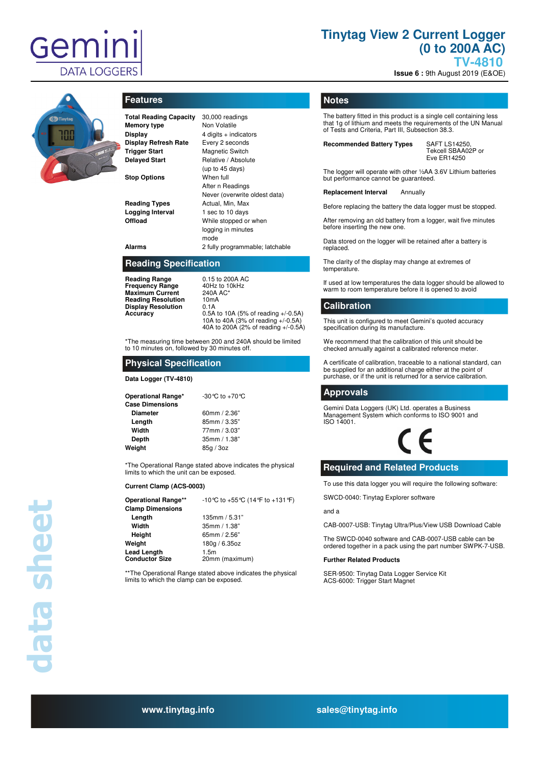Gemini DATA LOGGERS

# Tinytag View 2 Current Logger (0 to 200A AC)

## TV-4810

**Issue 6 :** 9th August 2019 (E&OE)

## Features

| | |
|---|---|
| **Total Reading Capacity** | 30,000 readings |
| **Memory type** | Non Volatile |
| **Display** | 4 digits + indicators |
| **Display Refresh Rate** | Every 2 seconds |
| **Trigger Start** | Magnetic Switch |
| **Delayed Start** | Relative / Absolute (up to 45 days) |
| **Stop Options** | When full<br>After n Readings<br>Never (overwrite oldest data) |
| **Reading Types** | Actual, Min, Max |
| **Logging Interval** | 1 sec to 10 days |
| **Offload** | While stopped or when logging in minutes mode |
| **Alarms** | 2 fully programmable; latchable |

## Reading Specification

| | |
|---|---|
| **Reading Range** | 0.15 to 200A AC |
| **Frequency Range** | 40Hz to 10kHz |
| **Maximum Current** | 240A AC* |
| **Reading Resolution** | 10mA |
| **Display Resolution** | 0.1A |
| **Accuracy** | 0.5A to 10A (5% of reading +/-0.5A)<br>10A to 40A (3% of reading +/-0.5A)<br>40A to 200A (2% of reading +/-0.5A) |

*The measuring time between 200 and 240A should be limited to 10 minutes on, followed by 30 minutes off.

## Physical Specification

**Data Logger (TV-4810)**

| | |
|---|---|
| **Operational Range*** | -30°C to +70°C |
| **Case Dimensions** | |
| **Diameter** | 60mm / 2.36" |
| **Length** | 85mm / 3.35" |
| **Width** | 77mm / 3.03" |
| **Depth** | 35mm / 1.38" |
| **Weight** | 85g / 3oz |

*The Operational Range stated above indicates the physical limits to which the unit can be exposed.

**Current Clamp (ACS-0003)**

| | |
|---|---|
| **Operational Range**** | -10°C to +55°C (14°F to +131°F) |
| **Clamp Dimensions** | |
| **Length** | 135mm / 5.31" |
| **Width** | 35mm / 1.38" |
| **Height** | 65mm / 2.56" |
| **Weight** | 180g / 6.35oz |
| **Lead Length** | 1.5m |
| **Conductor Size** | 20mm (maximum) |

**The Operational Range stated above indicates the physical limits to which the clamp can be exposed.

## Notes

The battery fitted in this product is a single cell containing less that 1g of lithium and meets the requirements of the UN Manual of Tests and Criteria, Part III, Subsection 38.3.

| | |
|---|---|
| **Recommended Battery Types** | SAFT LS14250,<br>Tekcell SBAA02P or<br>Eve ER14250 |

The logger will operate with other ½AA 3.6V Lithium batteries but performance cannot be guaranteed.

| | |
|---|---|
| **Replacement Interval** | Annually |

Before replacing the battery the data logger must be stopped.

After removing an old battery from a logger, wait five minutes before inserting the new one.

Data stored on the logger will be retained after a battery is replaced.

The clarity of the display may change at extremes of temperature.

If used at low temperatures the data logger should be allowed to warm to room temperature before it is opened to avoid

## Calibration

This unit is configured to meet Gemini's quoted accuracy specification during its manufacture.

We recommend that the calibration of this unit should be checked annually against a calibrated reference meter.

A certificate of calibration, traceable to a national standard, can be supplied for an additional charge either at the point of purchase, or if the unit is returned for a service calibration.

## Approvals

Gemini Data Loggers (UK) Ltd. operates a Business Management System which conforms to ISO 9001 and ISO 14001.

CE

## Required and Related Products

To use this data logger you will require the following software:

SWCD-0040: Tinytag Explorer software

and a

CAB-0007-USB: Tinytag Ultra/Plus/View USB Download Cable

The SWCD-0040 software and CAB-0007-USB cable can be ordered together in a pack using the part number SWPK-7-USB.

**Further Related Products**

SER-9500: Tinytag Data Logger Service Kit
ACS-6000: Trigger Start Magnet

data sheet

www.tinytag.info sales@tinytag.info